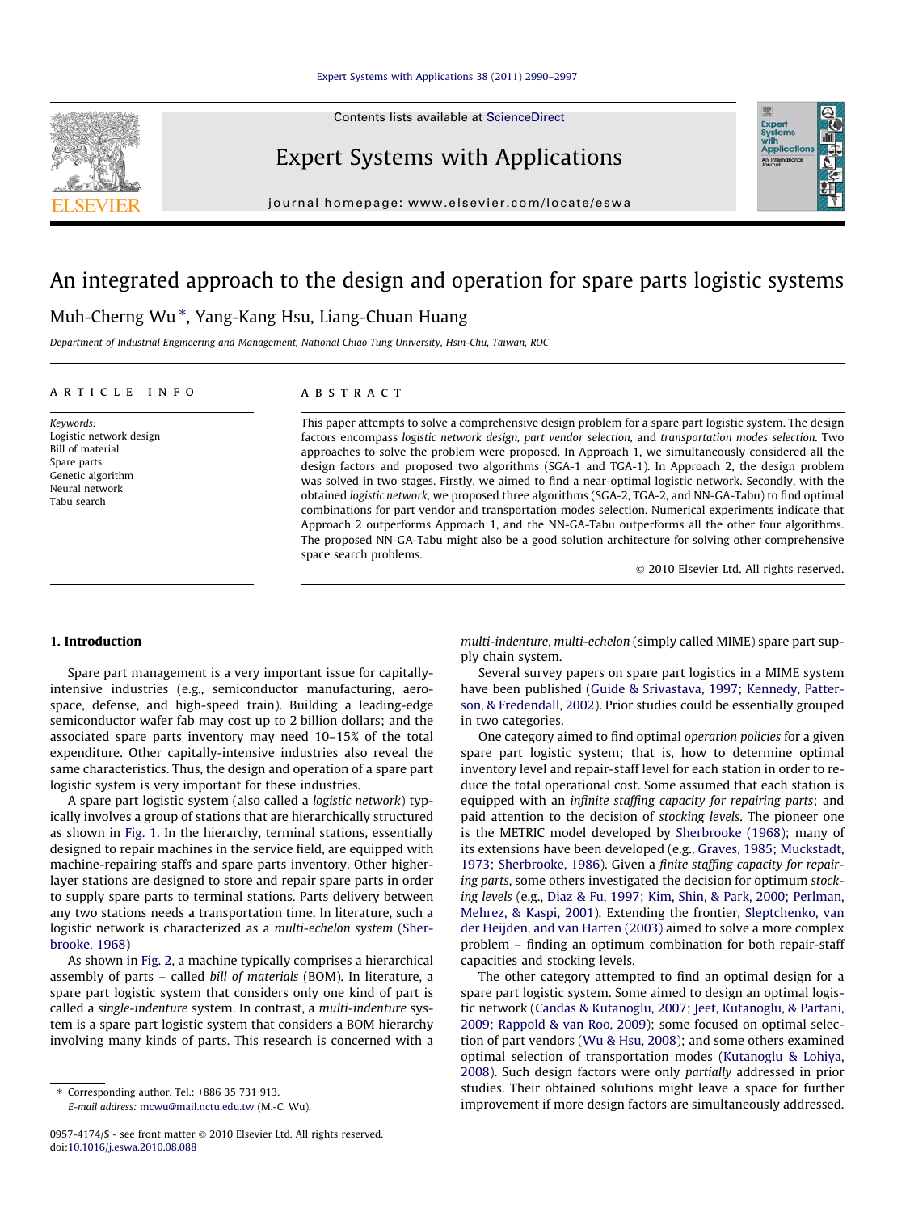# An integrated approach to the design and operation for spare parts logistic systems

Muh-Cherng Wu *, Yang-Kang Hsu, Liang-Chuan Huang

*Department of Industrial Engineering and Management, National Chiao Tung University, Hsin-Chu, Taiwan, ROC*

## ARTICLE INFO

*Keywords:*
Logistic network design
Bill of material
Spare parts
Genetic algorithm
Neural network
Tabu search

## ABSTRACT

This paper attempts to solve a comprehensive design problem for a spare part logistic system. The design factors encompass *logistic network design, part vendor selection*, and *transportation modes selection*. Two approaches to solve the problem were proposed. In Approach 1, we simultaneously considered all the design factors and proposed two algorithms (SGA-1 and TGA-1). In Approach 2, the design problem was solved in two stages. Firstly, we aimed to find a near-optimal logistic network. Secondly, with the obtained *logistic network*, we proposed three algorithms (SGA-2, TGA-2, and NN-GA-Tabu) to find optimal combinations for part vendor and transportation modes selection. Numerical experiments indicate that Approach 2 outperforms Approach 1, and the NN-GA-Tabu outperforms all the other four algorithms. The proposed NN-GA-Tabu might also be a good solution architecture for solving other comprehensive space search problems.

© 2010 Elsevier Ltd. All rights reserved.

## 1. Introduction

Spare part management is a very important issue for capitally-intensive industries (e.g., semiconductor manufacturing, aerospace, defense, and high-speed train). Building a leading-edge semiconductor wafer fab may cost up to 2 billion dollars; and the associated spare parts inventory may need 10–15% of the total expenditure. Other capitally-intensive industries also reveal the same characteristics. Thus, the design and operation of a spare part logistic system is very important for these industries.

A spare part logistic system (also called a *logistic network*) typically involves a group of stations that are hierarchically structured as shown in Fig. 1. In the hierarchy, terminal stations, essentially designed to repair machines in the service field, are equipped with machine-repairing staffs and spare parts inventory. Other higher-layer stations are designed to store and repair spare parts in order to supply spare parts to terminal stations. Parts delivery between any two stations needs a transportation time. In literature, such a logistic network is characterized as a *multi-echelon system* (Sherbrooke, 1968)

As shown in Fig. 2, a machine typically comprises a hierarchical assembly of parts – called *bill of materials* (BOM). In literature, a spare part logistic system that considers only one kind of part is called a *single-indenture* system. In contrast, a *multi-indenture* system is a spare part logistic system that considers a BOM hierarchy involving many kinds of parts. This research is concerned with a *multi-indenture, multi-echelon* (simply called MIME) spare part supply chain system.

Several survey papers on spare part logistics in a MIME system have been published (Guide & Srivastava, 1997; Kennedy, Patterson, & Fredendall, 2002). Prior studies could be essentially grouped in two categories.

One category aimed to find optimal *operation policies* for a given spare part logistic system; that is, how to determine optimal inventory level and repair-staff level for each station in order to reduce the total operational cost. Some assumed that each station is equipped with an *infinite staffing capacity for repairing parts*; and paid attention to the decision of *stocking levels*. The pioneer one is the METRIC model developed by Sherbrooke (1968); many of its extensions have been developed (e.g., Graves, 1985; Muckstadt, 1973; Sherbrooke, 1986). Given a *finite staffing capacity for repairing parts*, some others investigated the decision for optimum *stocking levels* (e.g., Diaz & Fu, 1997; Kim, Shin, & Park, 2000; Perlman, Mehrez, & Kaspi, 2001). Extending the frontier, Sleptchenko, van der Heijden, and van Harten (2003) aimed to solve a more complex problem – finding an optimum combination for both repair-staff capacities and stocking levels.

The other category attempted to find an optimal design for a spare part logistic system. Some aimed to design an optimal logistic network (Candas & Kutanoglu, 2007; Jeet, Kutanoglu, & Partani, 2009; Rappold & van Roo, 2009); some focused on optimal selection of part vendors (Wu & Hsu, 2008); and some others examined optimal selection of transportation modes (Kutanoglu & Lohiya, 2008). Such design factors were only *partially* addressed in prior studies. Their obtained solutions might leave a space for further improvement if more design factors are simultaneously addressed.

* Corresponding author. Tel.: +886 35 731 913.
*E-mail address:* mcwu@mail.nctu.edu.tw (M.-C. Wu).

0957-4174/$ - see front matter © 2010 Elsevier Ltd. All rights reserved.
doi:10.1016/j.eswa.2010.08.088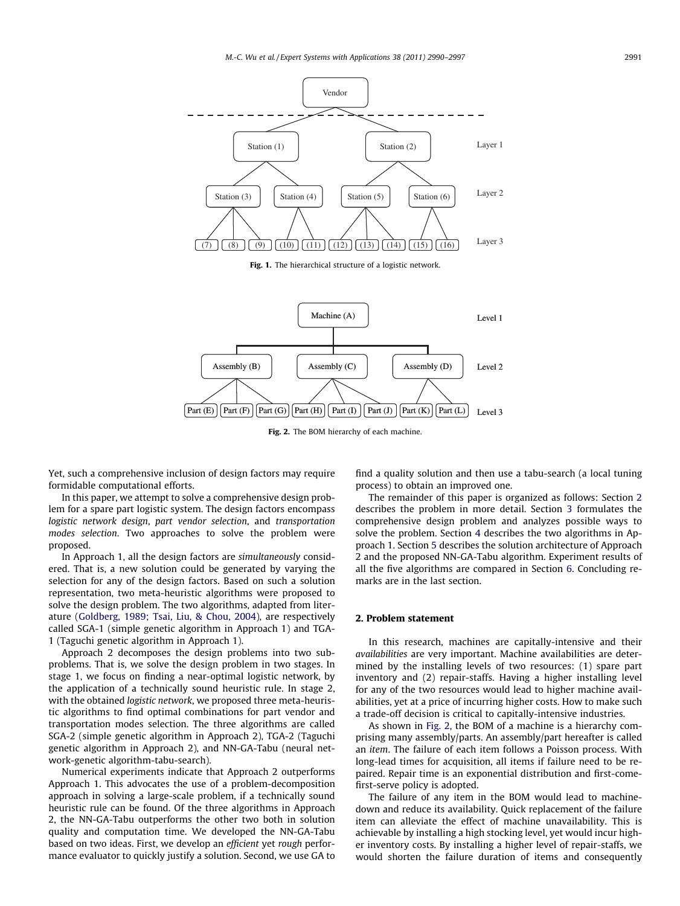Fig. 1. The hierarchical structure of a logistic network.

Fig. 2. The BOM hierarchy of each machine.

Yet, such a comprehensive inclusion of design factors may require formidable computational efforts.

In this paper, we attempt to solve a comprehensive design problem for a spare part logistic system. The design factors encompass *logistic network design*, *part vendor selection*, and *transportation modes selection*. Two approaches to solve the problem were proposed.

In Approach 1, all the design factors are *simultaneously* considered. That is, a new solution could be generated by varying the selection for any of the design factors. Based on such a solution representation, two meta-heuristic algorithms were proposed to solve the design problem. The two algorithms, adapted from literature (Goldberg, 1989; Tsai, Liu, & Chou, 2004), are respectively called SGA-1 (simple genetic algorithm in Approach 1) and TGA-1 (Taguchi genetic algorithm in Approach 1).

Approach 2 decomposes the design problems into two subproblems. That is, we solve the design problem in two stages. In stage 1, we focus on finding a near-optimal logistic network, by the application of a technically sound heuristic rule. In stage 2, with the obtained *logistic network*, we proposed three meta-heuristic algorithms to find optimal combinations for part vendor and transportation modes selection. The three algorithms are called SGA-2 (simple genetic algorithm in Approach 2), TGA-2 (Taguchi genetic algorithm in Approach 2), and NN-GA-Tabu (neural network-genetic algorithm-tabu-search).

Numerical experiments indicate that Approach 2 outperforms Approach 1. This advocates the use of a problem-decomposition approach in solving a large-scale problem, if a technically sound heuristic rule can be found. Of the three algorithms in Approach 2, the NN-GA-Tabu outperforms the other two both in solution quality and computation time. We developed the NN-GA-Tabu based on two ideas. First, we develop an *efficient* yet *rough* performance evaluator to quickly justify a solution. Second, we use GA to find a quality solution and then use a tabu-search (a local tuning process) to obtain an improved one.

The remainder of this paper is organized as follows: Section 2 describes the problem in more detail. Section 3 formulates the comprehensive design problem and analyzes possible ways to solve the problem. Section 4 describes the two algorithms in Approach 1. Section 5 describes the solution architecture of Approach 2 and the proposed NN-GA-Tabu algorithm. Experiment results of all the five algorithms are compared in Section 6. Concluding remarks are in the last section.

## 2. Problem statement

In this research, machines are capitally-intensive and their *availabilities* are very important. Machine availabilities are determined by the installing levels of two resources: (1) spare part inventory and (2) repair-staffs. Having a higher installing level for any of the two resources would lead to higher machine availabilities, yet at a price of incurring higher costs. How to make such a trade-off decision is critical to capitally-intensive industries.

As shown in Fig. 2, the BOM of a machine is a hierarchy comprising many assembly/parts. An assembly/part hereafter is called an *item*. The failure of each item follows a Poisson process. With long-lead times for acquisition, all items if failure need to be repaired. Repair time is an exponential distribution and first-come-first-serve policy is adopted.

The failure of any item in the BOM would lead to machine-down and reduce its availability. Quick replacement of the failure item can alleviate the effect of machine unavailability. This is achievable by installing a high stocking level, yet would incur higher inventory costs. By installing a higher level of repair-staffs, we would shorten the failure duration of items and consequently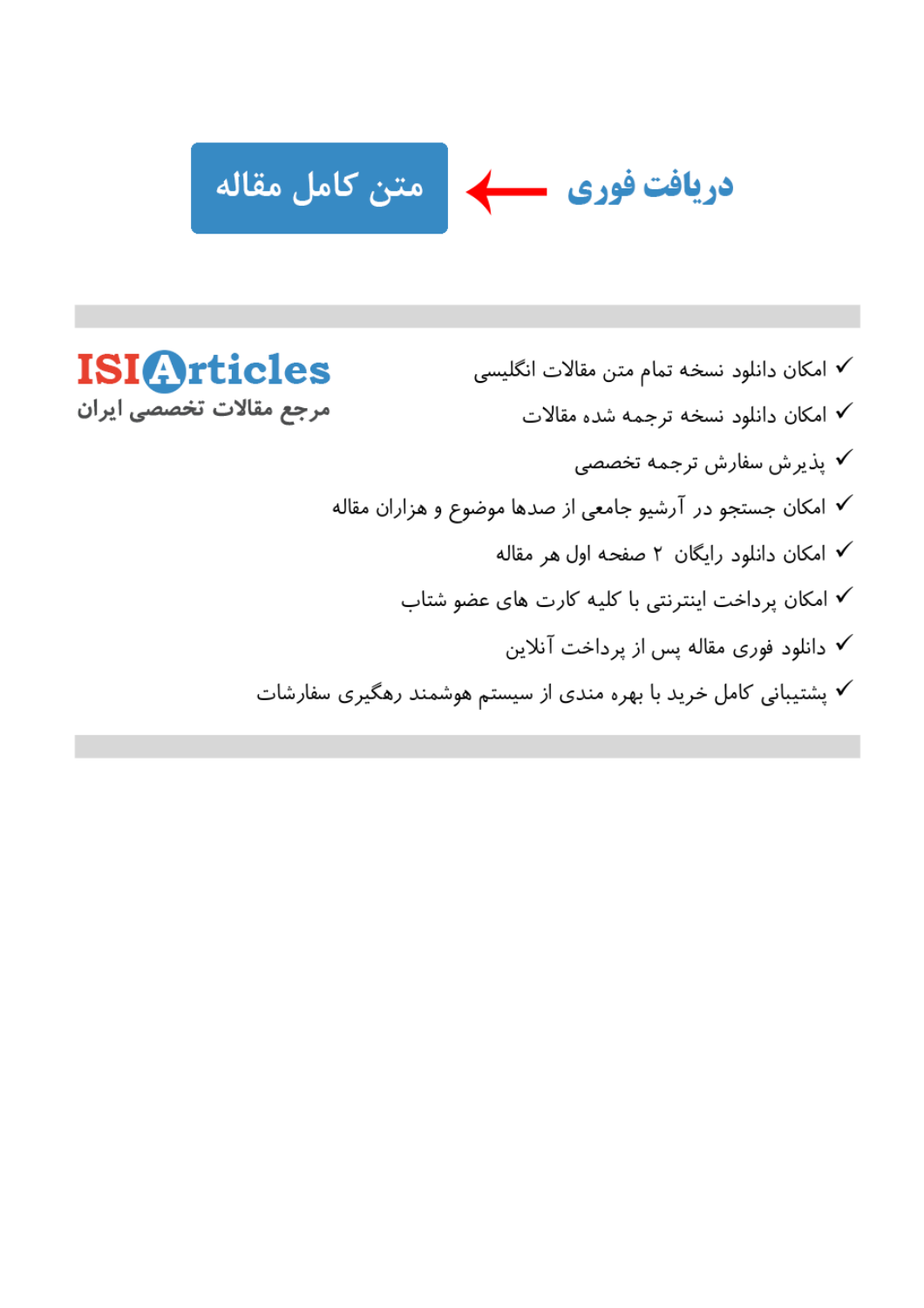دریافت فوری ← متن کامل مقاله

**ISIArticles**
مرجع مقالات تخصصی ایران

- ✓ امکان دانلود نسخه تمام متن مقالات انگلیسی
- ✓ امکان دانلود نسخه ترجمه شده مقالات
- ✓ پذیرش سفارش ترجمه تخصصی
- ✓ امکان جستجو در آرشیو جامعی از صدها موضوع و هزاران مقاله
- ✓ امکان دانلود رایگان ۲ صفحه اول هر مقاله
- ✓ امکان پرداخت اینترنتی با کلیه کارت های عضو شتاب
- ✓ دانلود فوری مقاله پس از پرداخت آنلاین
- ✓ پشتیبانی کامل خرید با بهره مندی از سیستم هوشمند رهگیری سفارشات